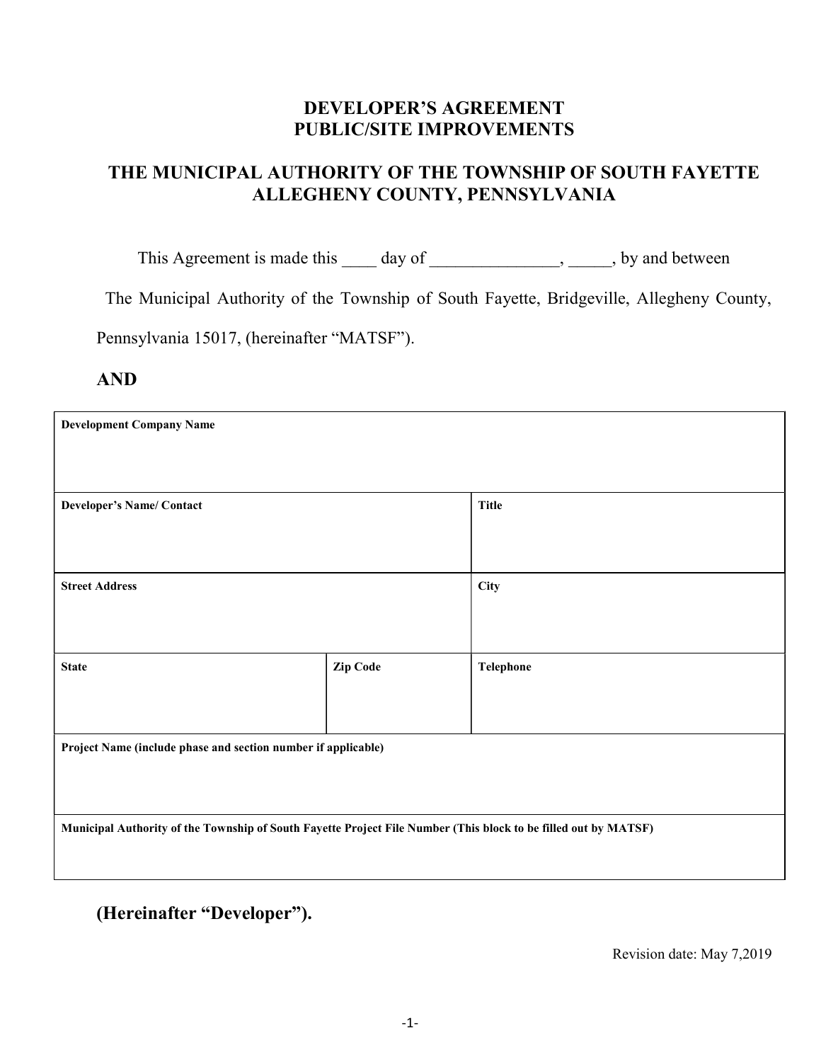# DEVELOPER'S AGREEMENT
# PUBLIC/SITE IMPROVEMENTS

## THE MUNICIPAL AUTHORITY OF THE TOWNSHIP OF SOUTH FAYETTE ALLEGHENY COUNTY, PENNSYLVANIA

This Agreement is made this ____ day of _______________, _____, by and between

The Municipal Authority of the Township of South Fayette, Bridgeville, Allegheny County, Pennsylvania 15017, (hereinafter "MATSF").

**AND**

| **Development Company Name** | | |
|---|---|---|
| | | |
| **Developer's Name/ Contact** | | **Title** |
| | | |
| **Street Address** | | **City** |
| | | |
| **State** | **Zip Code** | **Telephone** |
| | | |
| **Project Name (include phase and section number if applicable)** | | |
| | | |
| **Municipal Authority of the Township of South Fayette Project File Number (This block to be filled out by MATSF)** | | |
| | | |

**(Hereinafter "Developer").**

Revision date: May 7,2019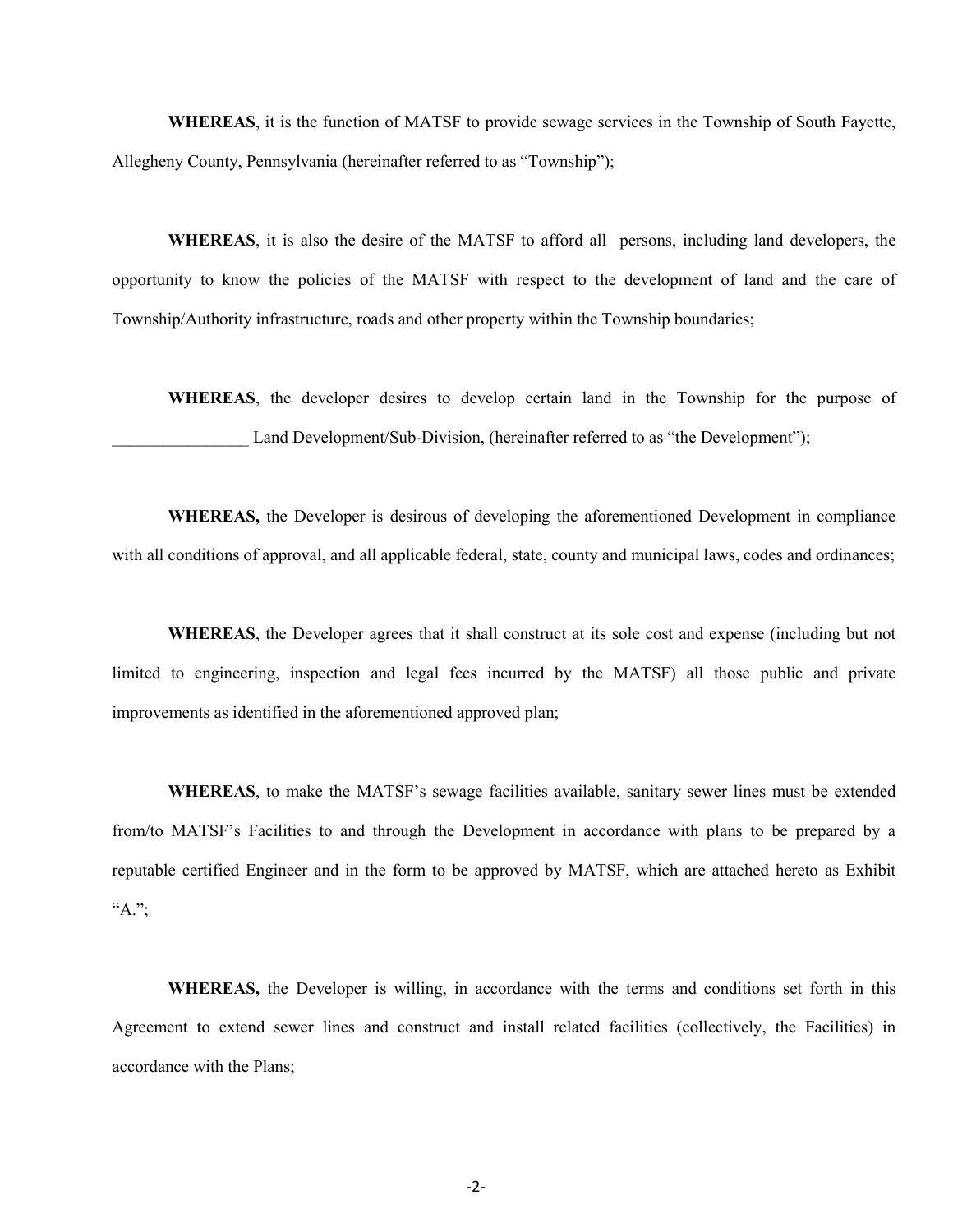**WHEREAS**, it is the function of MATSF to provide sewage services in the Township of South Fayette, Allegheny County, Pennsylvania (hereinafter referred to as "Township");

**WHEREAS**, it is also the desire of the MATSF to afford all persons, including land developers, the opportunity to know the policies of the MATSF with respect to the development of land and the care of Township/Authority infrastructure, roads and other property within the Township boundaries;

**WHEREAS**, the developer desires to develop certain land in the Township for the purpose of ________________ Land Development/Sub-Division, (hereinafter referred to as "the Development");

**WHEREAS,** the Developer is desirous of developing the aforementioned Development in compliance with all conditions of approval, and all applicable federal, state, county and municipal laws, codes and ordinances;

**WHEREAS**, the Developer agrees that it shall construct at its sole cost and expense (including but not limited to engineering, inspection and legal fees incurred by the MATSF) all those public and private improvements as identified in the aforementioned approved plan;

**WHEREAS**, to make the MATSF's sewage facilities available, sanitary sewer lines must be extended from/to MATSF's Facilities to and through the Development in accordance with plans to be prepared by a reputable certified Engineer and in the form to be approved by MATSF, which are attached hereto as Exhibit "A.";

**WHEREAS,** the Developer is willing, in accordance with the terms and conditions set forth in this Agreement to extend sewer lines and construct and install related facilities (collectively, the Facilities) in accordance with the Plans;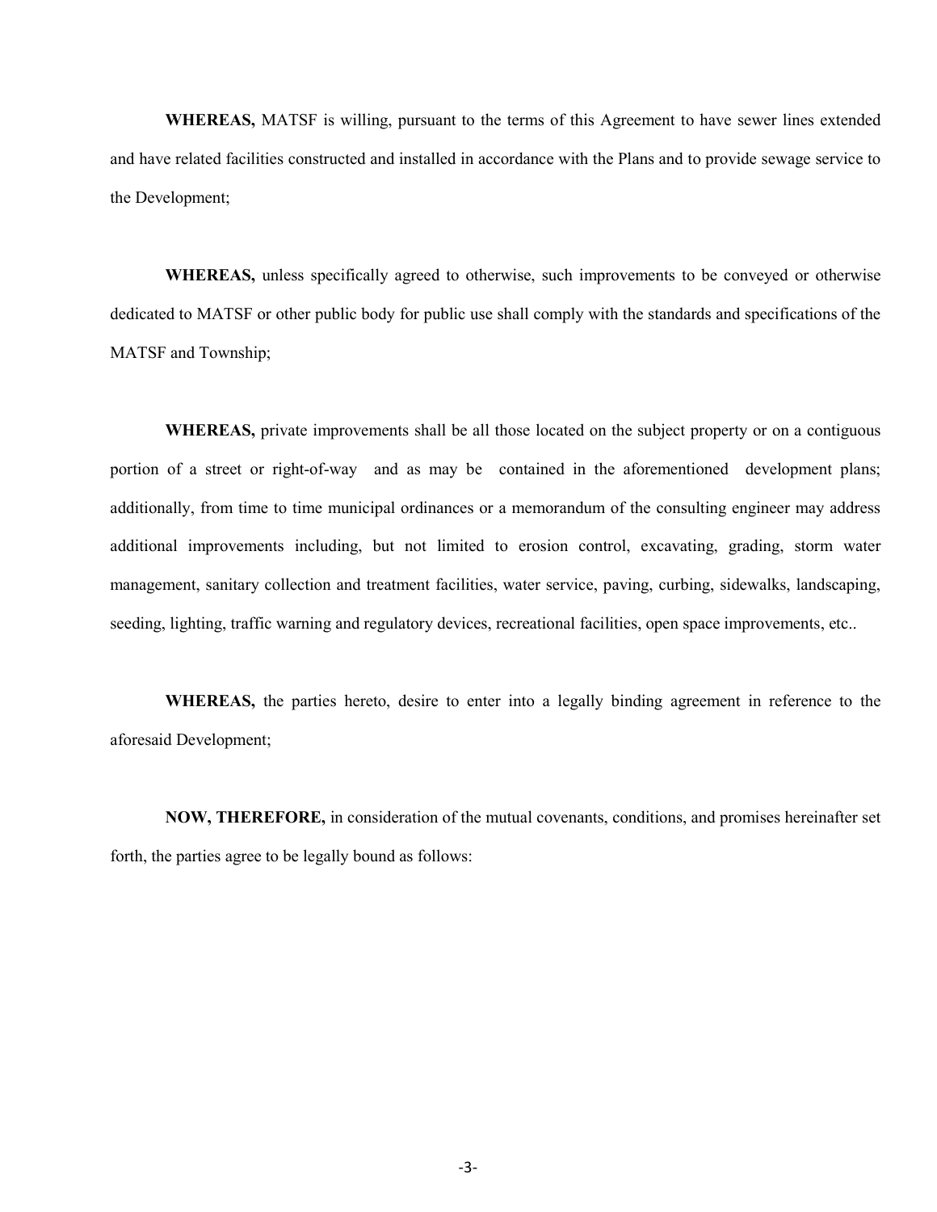**WHEREAS,** MATSF is willing, pursuant to the terms of this Agreement to have sewer lines extended and have related facilities constructed and installed in accordance with the Plans and to provide sewage service to the Development;

**WHEREAS,** unless specifically agreed to otherwise, such improvements to be conveyed or otherwise dedicated to MATSF or other public body for public use shall comply with the standards and specifications of the MATSF and Township;

**WHEREAS,** private improvements shall be all those located on the subject property or on a contiguous portion of a street or right-of-way and as may be contained in the aforementioned development plans; additionally, from time to time municipal ordinances or a memorandum of the consulting engineer may address additional improvements including, but not limited to erosion control, excavating, grading, storm water management, sanitary collection and treatment facilities, water service, paving, curbing, sidewalks, landscaping, seeding, lighting, traffic warning and regulatory devices, recreational facilities, open space improvements, etc..

**WHEREAS,** the parties hereto, desire to enter into a legally binding agreement in reference to the aforesaid Development;

**NOW, THEREFORE,** in consideration of the mutual covenants, conditions, and promises hereinafter set forth, the parties agree to be legally bound as follows: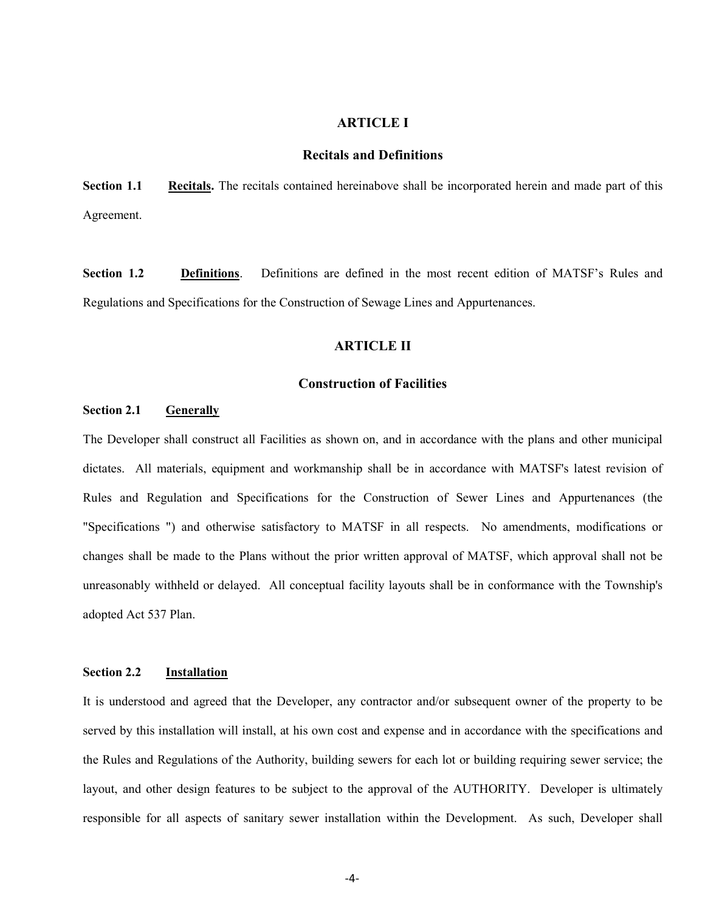## ARTICLE I

## Recitals and Definitions

**Section 1.1** **<u>Recitals</u>.** The recitals contained hereinabove shall be incorporated herein and made part of this Agreement.

**Section 1.2** **<u>Definitions</u>**. Definitions are defined in the most recent edition of MATSF's Rules and Regulations and Specifications for the Construction of Sewage Lines and Appurtenances.

## ARTICLE II

## Construction of Facilities

**Section 2.1** **<u>Generally</u>**

The Developer shall construct all Facilities as shown on, and in accordance with the plans and other municipal dictates. All materials, equipment and workmanship shall be in accordance with MATSF's latest revision of Rules and Regulation and Specifications for the Construction of Sewer Lines and Appurtenances (the "Specifications ") and otherwise satisfactory to MATSF in all respects. No amendments, modifications or changes shall be made to the Plans without the prior written approval of MATSF, which approval shall not be unreasonably withheld or delayed. All conceptual facility layouts shall be in conformance with the Township's adopted Act 537 Plan.

**Section 2.2** **<u>Installation</u>**

It is understood and agreed that the Developer, any contractor and/or subsequent owner of the property to be served by this installation will install, at his own cost and expense and in accordance with the specifications and the Rules and Regulations of the Authority, building sewers for each lot or building requiring sewer service; the layout, and other design features to be subject to the approval of the AUTHORITY. Developer is ultimately responsible for all aspects of sanitary sewer installation within the Development. As such, Developer shall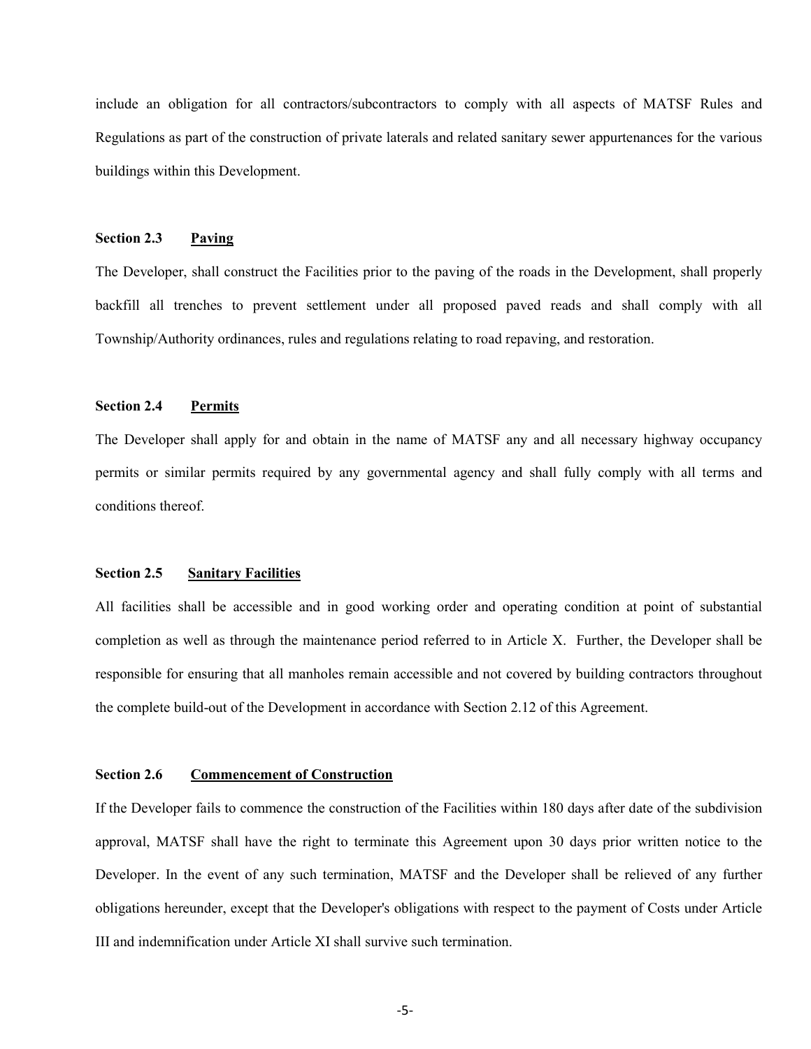include an obligation for all contractors/subcontractors to comply with all aspects of MATSF Rules and Regulations as part of the construction of private laterals and related sanitary sewer appurtenances for the various buildings within this Development.

**Section 2.3 <u>Paving</u>**

The Developer, shall construct the Facilities prior to the paving of the roads in the Development, shall properly backfill all trenches to prevent settlement under all proposed paved reads and shall comply with all Township/Authority ordinances, rules and regulations relating to road repaving, and restoration.

**Section 2.4 <u>Permits</u>**

The Developer shall apply for and obtain in the name of MATSF any and all necessary highway occupancy permits or similar permits required by any governmental agency and shall fully comply with all terms and conditions thereof.

**Section 2.5 <u>Sanitary Facilities</u>**

All facilities shall be accessible and in good working order and operating condition at point of substantial completion as well as through the maintenance period referred to in Article X. Further, the Developer shall be responsible for ensuring that all manholes remain accessible and not covered by building contractors throughout the complete build-out of the Development in accordance with Section 2.12 of this Agreement.

**Section 2.6 <u>Commencement of Construction</u>**

If the Developer fails to commence the construction of the Facilities within 180 days after date of the subdivision approval, MATSF shall have the right to terminate this Agreement upon 30 days prior written notice to the Developer. In the event of any such termination, MATSF and the Developer shall be relieved of any further obligations hereunder, except that the Developer's obligations with respect to the payment of Costs under Article III and indemnification under Article XI shall survive such termination.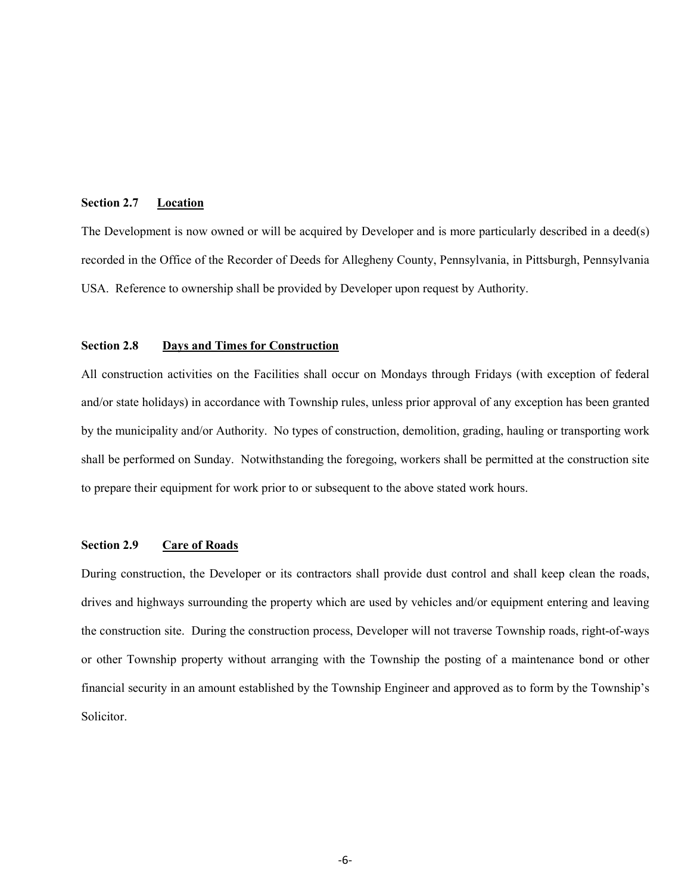**Section 2.7 Location**

The Development is now owned or will be acquired by Developer and is more particularly described in a deed(s) recorded in the Office of the Recorder of Deeds for Allegheny County, Pennsylvania, in Pittsburgh, Pennsylvania USA. Reference to ownership shall be provided by Developer upon request by Authority.

**Section 2.8 Days and Times for Construction**

All construction activities on the Facilities shall occur on Mondays through Fridays (with exception of federal and/or state holidays) in accordance with Township rules, unless prior approval of any exception has been granted by the municipality and/or Authority. No types of construction, demolition, grading, hauling or transporting work shall be performed on Sunday. Notwithstanding the foregoing, workers shall be permitted at the construction site to prepare their equipment for work prior to or subsequent to the above stated work hours.

**Section 2.9 Care of Roads**

During construction, the Developer or its contractors shall provide dust control and shall keep clean the roads, drives and highways surrounding the property which are used by vehicles and/or equipment entering and leaving the construction site. During the construction process, Developer will not traverse Township roads, right-of-ways or other Township property without arranging with the Township the posting of a maintenance bond or other financial security in an amount established by the Township Engineer and approved as to form by the Township's Solicitor.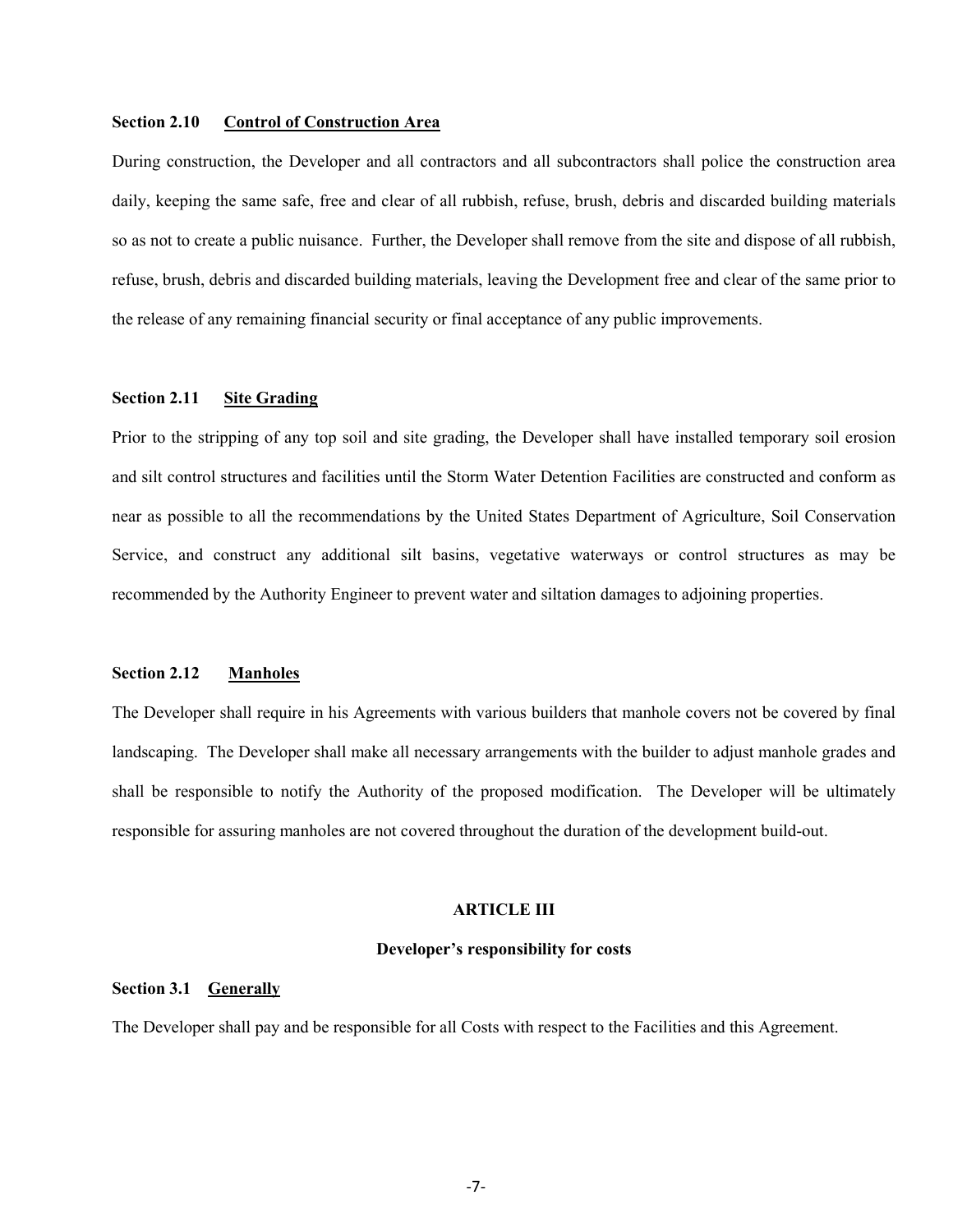**Section 2.10 Control of Construction Area**

During construction, the Developer and all contractors and all subcontractors shall police the construction area daily, keeping the same safe, free and clear of all rubbish, refuse, brush, debris and discarded building materials so as not to create a public nuisance. Further, the Developer shall remove from the site and dispose of all rubbish, refuse, brush, debris and discarded building materials, leaving the Development free and clear of the same prior to the release of any remaining financial security or final acceptance of any public improvements.

**Section 2.11 Site Grading**

Prior to the stripping of any top soil and site grading, the Developer shall have installed temporary soil erosion and silt control structures and facilities until the Storm Water Detention Facilities are constructed and conform as near as possible to all the recommendations by the United States Department of Agriculture, Soil Conservation Service, and construct any additional silt basins, vegetative waterways or control structures as may be recommended by the Authority Engineer to prevent water and siltation damages to adjoining properties.

**Section 2.12 Manholes**

The Developer shall require in his Agreements with various builders that manhole covers not be covered by final landscaping. The Developer shall make all necessary arrangements with the builder to adjust manhole grades and shall be responsible to notify the Authority of the proposed modification. The Developer will be ultimately responsible for assuring manholes are not covered throughout the duration of the development build-out.

## ARTICLE III

### Developer's responsibility for costs

**Section 3.1 Generally**

The Developer shall pay and be responsible for all Costs with respect to the Facilities and this Agreement.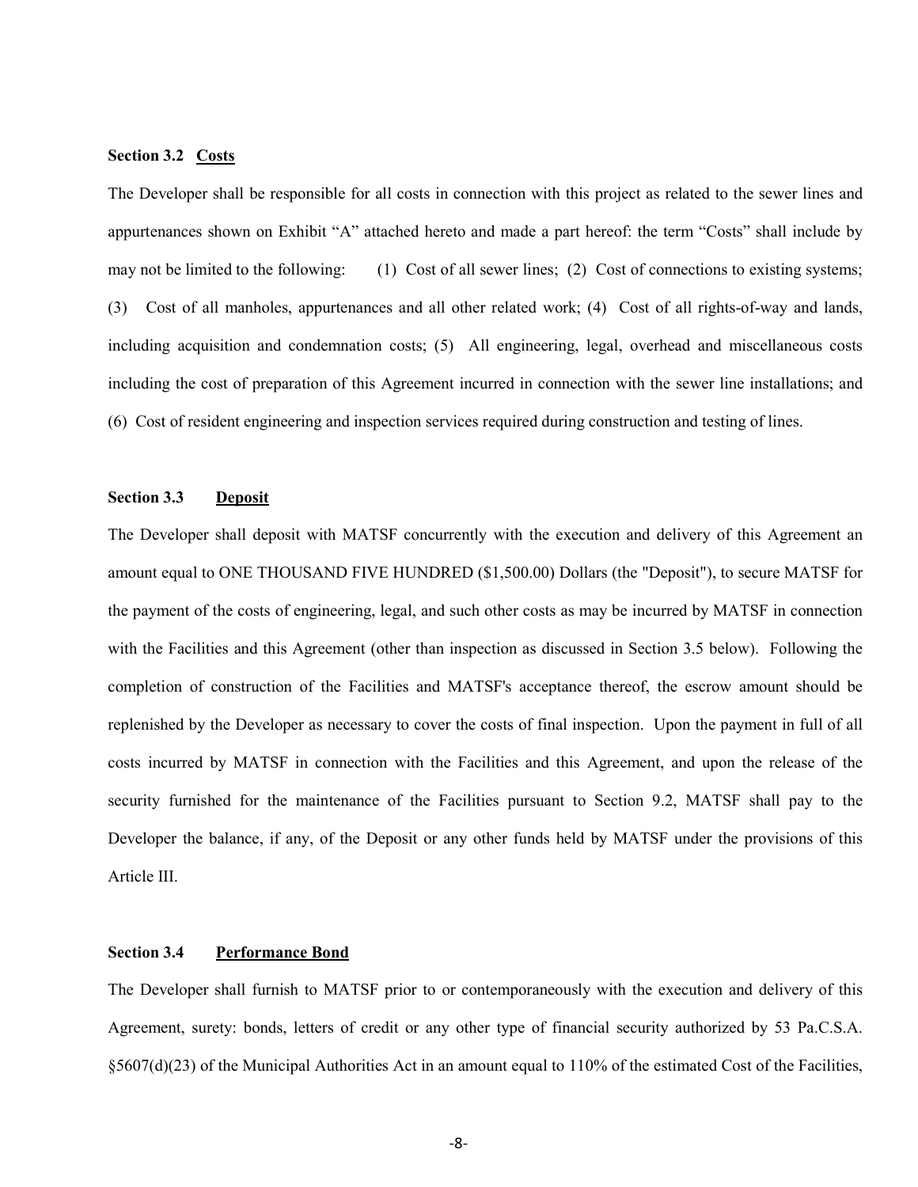**Section 3.2 Costs**

The Developer shall be responsible for all costs in connection with this project as related to the sewer lines and appurtenances shown on Exhibit "A" attached hereto and made a part hereof: the term "Costs" shall include by may not be limited to the following: (1) Cost of all sewer lines; (2) Cost of connections to existing systems; (3) Cost of all manholes, appurtenances and all other related work; (4) Cost of all rights-of-way and lands, including acquisition and condemnation costs; (5) All engineering, legal, overhead and miscellaneous costs including the cost of preparation of this Agreement incurred in connection with the sewer line installations; and (6) Cost of resident engineering and inspection services required during construction and testing of lines.

**Section 3.3 Deposit**

The Developer shall deposit with MATSF concurrently with the execution and delivery of this Agreement an amount equal to ONE THOUSAND FIVE HUNDRED ($1,500.00) Dollars (the "Deposit"), to secure MATSF for the payment of the costs of engineering, legal, and such other costs as may be incurred by MATSF in connection with the Facilities and this Agreement (other than inspection as discussed in Section 3.5 below). Following the completion of construction of the Facilities and MATSF's acceptance thereof, the escrow amount should be replenished by the Developer as necessary to cover the costs of final inspection. Upon the payment in full of all costs incurred by MATSF in connection with the Facilities and this Agreement, and upon the release of the security furnished for the maintenance of the Facilities pursuant to Section 9.2, MATSF shall pay to the Developer the balance, if any, of the Deposit or any other funds held by MATSF under the provisions of this Article III.

**Section 3.4 Performance Bond**

The Developer shall furnish to MATSF prior to or contemporaneously with the execution and delivery of this Agreement, surety: bonds, letters of credit or any other type of financial security authorized by 53 Pa.C.S.A. §5607(d)(23) of the Municipal Authorities Act in an amount equal to 110% of the estimated Cost of the Facilities,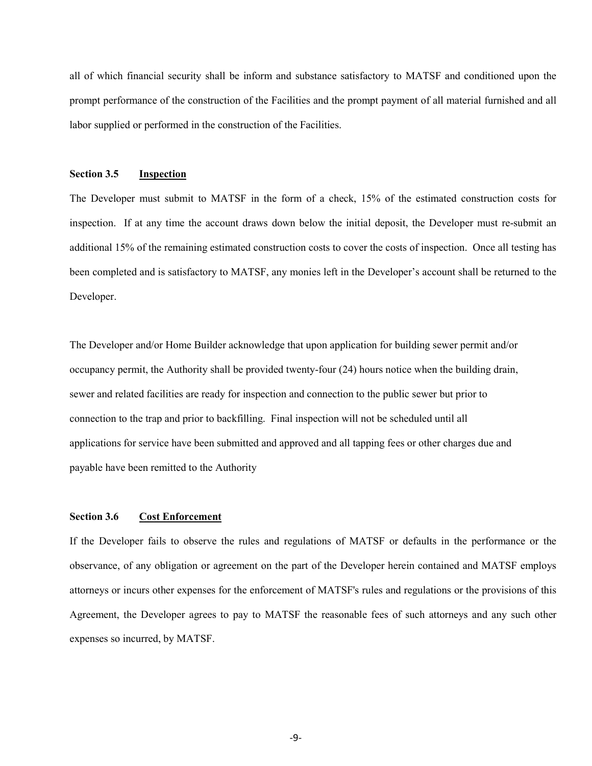all of which financial security shall be inform and substance satisfactory to MATSF and conditioned upon the prompt performance of the construction of the Facilities and the prompt payment of all material furnished and all labor supplied or performed in the construction of the Facilities.

**Section 3.5 Inspection**

The Developer must submit to MATSF in the form of a check, 15% of the estimated construction costs for inspection. If at any time the account draws down below the initial deposit, the Developer must re-submit an additional 15% of the remaining estimated construction costs to cover the costs of inspection. Once all testing has been completed and is satisfactory to MATSF, any monies left in the Developer's account shall be returned to the Developer.

The Developer and/or Home Builder acknowledge that upon application for building sewer permit and/or occupancy permit, the Authority shall be provided twenty-four (24) hours notice when the building drain, sewer and related facilities are ready for inspection and connection to the public sewer but prior to connection to the trap and prior to backfilling. Final inspection will not be scheduled until all applications for service have been submitted and approved and all tapping fees or other charges due and payable have been remitted to the Authority

**Section 3.6 Cost Enforcement**

If the Developer fails to observe the rules and regulations of MATSF or defaults in the performance or the observance, of any obligation or agreement on the part of the Developer herein contained and MATSF employs attorneys or incurs other expenses for the enforcement of MATSF's rules and regulations or the provisions of this Agreement, the Developer agrees to pay to MATSF the reasonable fees of such attorneys and any such other expenses so incurred, by MATSF.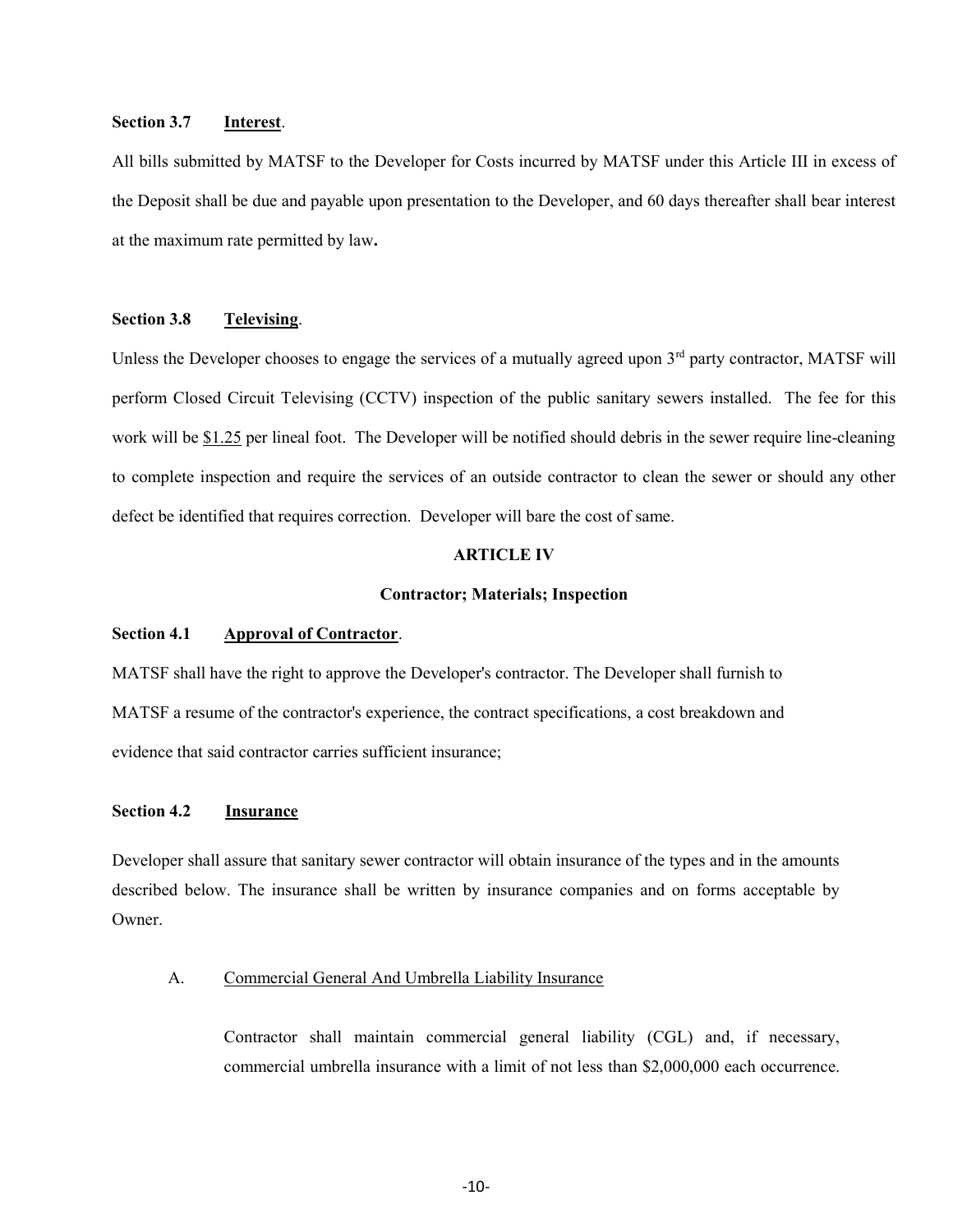**Section 3.7 Interest.**

All bills submitted by MATSF to the Developer for Costs incurred by MATSF under this Article III in excess of the Deposit shall be due and payable upon presentation to the Developer, and 60 days thereafter shall bear interest at the maximum rate permitted by law**.**

**Section 3.8 Televising.**

Unless the Developer chooses to engage the services of a mutually agreed upon 3rd party contractor, MATSF will perform Closed Circuit Televising (CCTV) inspection of the public sanitary sewers installed. The fee for this work will be $1.25 per lineal foot. The Developer will be notified should debris in the sewer require line-cleaning to complete inspection and require the services of an outside contractor to clean the sewer or should any other defect be identified that requires correction. Developer will bare the cost of same.

## ARTICLE IV

### Contractor; Materials; Inspection

**Section 4.1 Approval of Contractor.**

MATSF shall have the right to approve the Developer's contractor. The Developer shall furnish to MATSF a resume of the contractor's experience, the contract specifications, a cost breakdown and evidence that said contractor carries sufficient insurance;

**Section 4.2 Insurance**

Developer shall assure that sanitary sewer contractor will obtain insurance of the types and in the amounts described below. The insurance shall be written by insurance companies and on forms acceptable by Owner.

A. Commercial General And Umbrella Liability Insurance

Contractor shall maintain commercial general liability (CGL) and, if necessary, commercial umbrella insurance with a limit of not less than $2,000,000 each occurrence.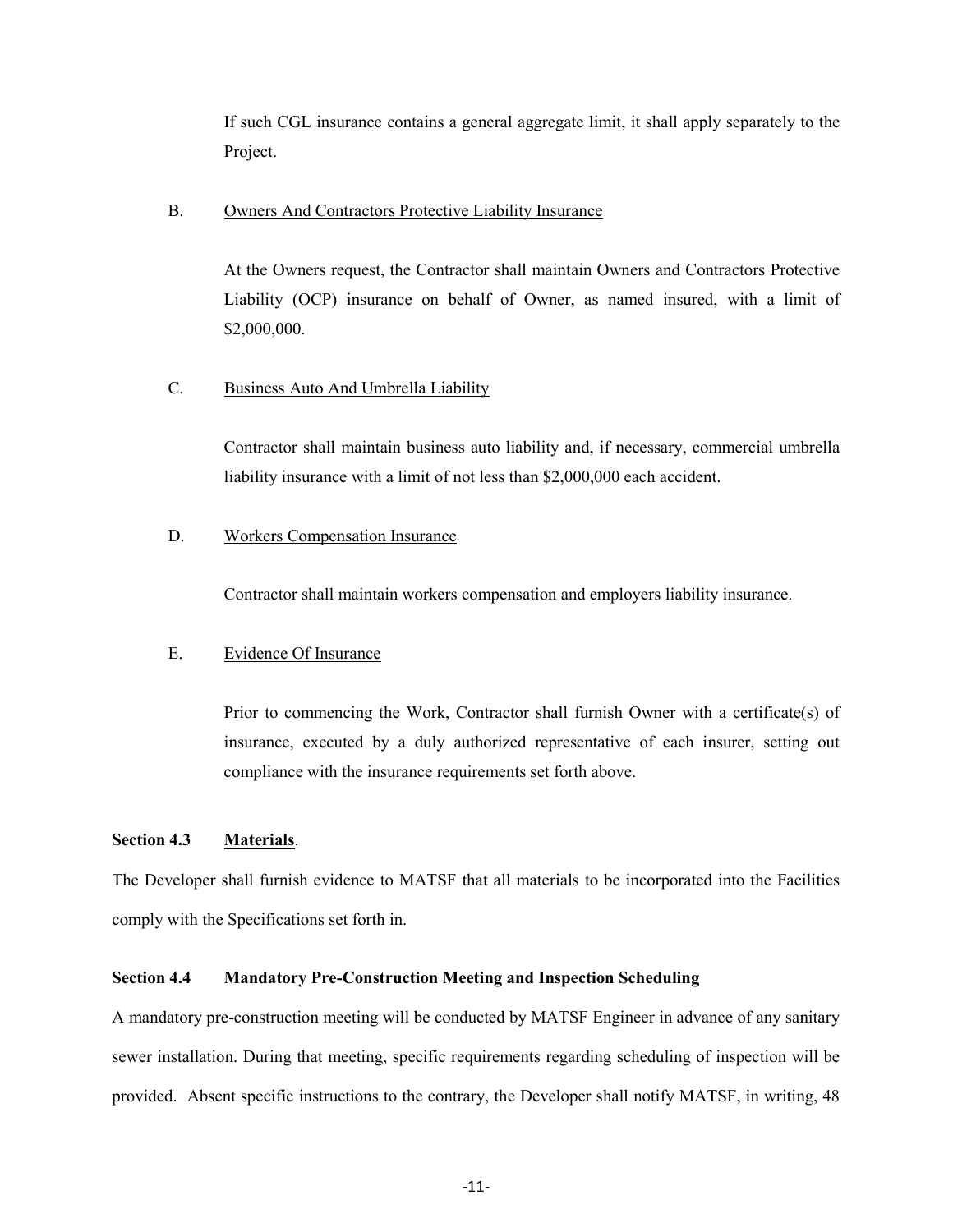If such CGL insurance contains a general aggregate limit, it shall apply separately to the Project.

B. Owners And Contractors Protective Liability Insurance

At the Owners request, the Contractor shall maintain Owners and Contractors Protective Liability (OCP) insurance on behalf of Owner, as named insured, with a limit of $2,000,000.

C. Business Auto And Umbrella Liability

Contractor shall maintain business auto liability and, if necessary, commercial umbrella liability insurance with a limit of not less than $2,000,000 each accident.

D. Workers Compensation Insurance

Contractor shall maintain workers compensation and employers liability insurance.

E. Evidence Of Insurance

Prior to commencing the Work, Contractor shall furnish Owner with a certificate(s) of insurance, executed by a duly authorized representative of each insurer, setting out compliance with the insurance requirements set forth above.

**Section 4.3 Materials**.

The Developer shall furnish evidence to MATSF that all materials to be incorporated into the Facilities comply with the Specifications set forth in.

**Section 4.4 Mandatory Pre-Construction Meeting and Inspection Scheduling**

A mandatory pre-construction meeting will be conducted by MATSF Engineer in advance of any sanitary sewer installation. During that meeting, specific requirements regarding scheduling of inspection will be provided. Absent specific instructions to the contrary, the Developer shall notify MATSF, in writing, 48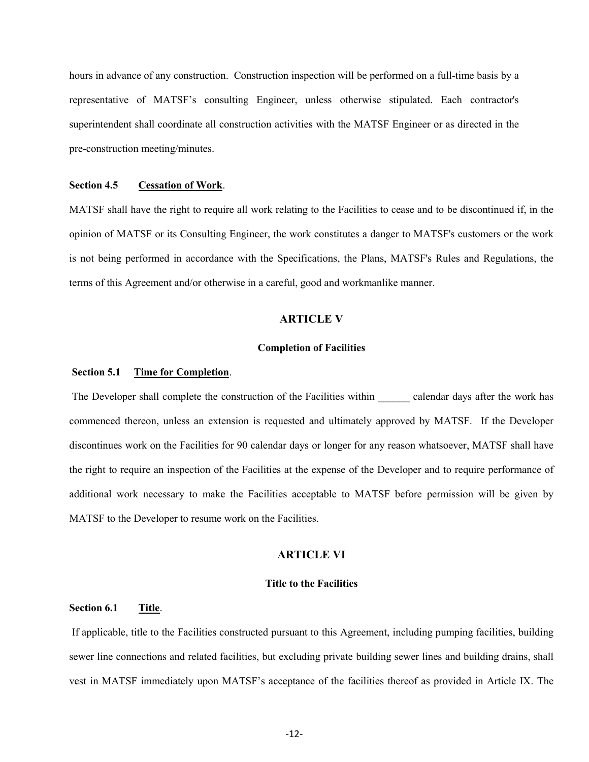hours in advance of any construction. Construction inspection will be performed on a full-time basis by a representative of MATSF's consulting Engineer, unless otherwise stipulated. Each contractor's superintendent shall coordinate all construction activities with the MATSF Engineer or as directed in the pre-construction meeting/minutes.

**Section 4.5 Cessation of Work**.

MATSF shall have the right to require all work relating to the Facilities to cease and to be discontinued if, in the opinion of MATSF or its Consulting Engineer, the work constitutes a danger to MATSF's customers or the work is not being performed in accordance with the Specifications, the Plans, MATSF's Rules and Regulations, the terms of this Agreement and/or otherwise in a careful, good and workmanlike manner.

## ARTICLE V

### Completion of Facilities

**Section 5.1 Time for Completion**.

The Developer shall complete the construction of the Facilities within ______ calendar days after the work has commenced thereon, unless an extension is requested and ultimately approved by MATSF. If the Developer discontinues work on the Facilities for 90 calendar days or longer for any reason whatsoever, MATSF shall have the right to require an inspection of the Facilities at the expense of the Developer and to require performance of additional work necessary to make the Facilities acceptable to MATSF before permission will be given by MATSF to the Developer to resume work on the Facilities.

## ARTICLE VI

### Title to the Facilities

**Section 6.1 Title**.

If applicable, title to the Facilities constructed pursuant to this Agreement, including pumping facilities, building sewer line connections and related facilities, but excluding private building sewer lines and building drains, shall vest in MATSF immediately upon MATSF's acceptance of the facilities thereof as provided in Article IX. The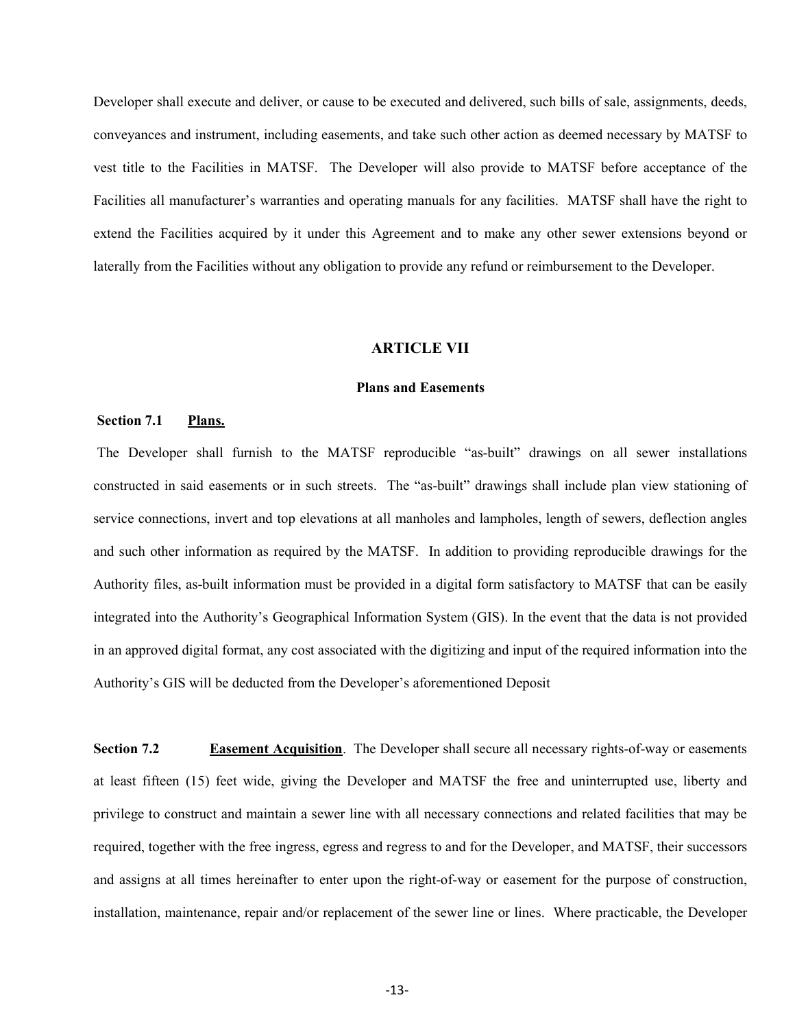Developer shall execute and deliver, or cause to be executed and delivered, such bills of sale, assignments, deeds, conveyances and instrument, including easements, and take such other action as deemed necessary by MATSF to vest title to the Facilities in MATSF. The Developer will also provide to MATSF before acceptance of the Facilities all manufacturer's warranties and operating manuals for any facilities. MATSF shall have the right to extend the Facilities acquired by it under this Agreement and to make any other sewer extensions beyond or laterally from the Facilities without any obligation to provide any refund or reimbursement to the Developer.

## ARTICLE VII

### Plans and Easements

**Section 7.1 Plans.**

The Developer shall furnish to the MATSF reproducible "as-built" drawings on all sewer installations constructed in said easements or in such streets. The "as-built" drawings shall include plan view stationing of service connections, invert and top elevations at all manholes and lampholes, length of sewers, deflection angles and such other information as required by the MATSF. In addition to providing reproducible drawings for the Authority files, as-built information must be provided in a digital form satisfactory to MATSF that can be easily integrated into the Authority's Geographical Information System (GIS). In the event that the data is not provided in an approved digital format, any cost associated with the digitizing and input of the required information into the Authority's GIS will be deducted from the Developer's aforementioned Deposit

**Section 7.2 Easement Acquisition**. The Developer shall secure all necessary rights-of-way or easements at least fifteen (15) feet wide, giving the Developer and MATSF the free and uninterrupted use, liberty and privilege to construct and maintain a sewer line with all necessary connections and related facilities that may be required, together with the free ingress, egress and regress to and for the Developer, and MATSF, their successors and assigns at all times hereinafter to enter upon the right-of-way or easement for the purpose of construction, installation, maintenance, repair and/or replacement of the sewer line or lines. Where practicable, the Developer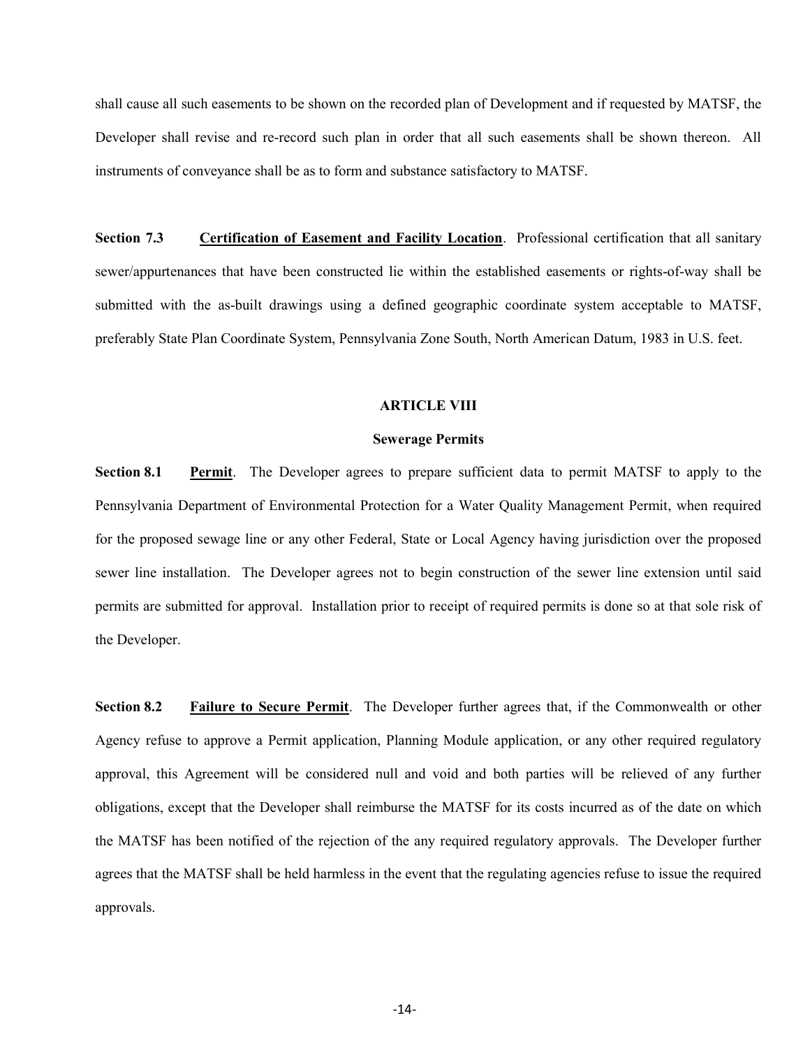shall cause all such easements to be shown on the recorded plan of Development and if requested by MATSF, the Developer shall revise and re-record such plan in order that all such easements shall be shown thereon. All instruments of conveyance shall be as to form and substance satisfactory to MATSF.

**Section 7.3** **<u>Certification of Easement and Facility Location</u>**. Professional certification that all sanitary sewer/appurtenances that have been constructed lie within the established easements or rights-of-way shall be submitted with the as-built drawings using a defined geographic coordinate system acceptable to MATSF, preferably State Plan Coordinate System, Pennsylvania Zone South, North American Datum, 1983 in U.S. feet.

## ARTICLE VIII

### Sewerage Permits

**Section 8.1** **<u>Permit</u>**. The Developer agrees to prepare sufficient data to permit MATSF to apply to the Pennsylvania Department of Environmental Protection for a Water Quality Management Permit, when required for the proposed sewage line or any other Federal, State or Local Agency having jurisdiction over the proposed sewer line installation. The Developer agrees not to begin construction of the sewer line extension until said permits are submitted for approval. Installation prior to receipt of required permits is done so at that sole risk of the Developer.

**Section 8.2** **<u>Failure to Secure Permit</u>**. The Developer further agrees that, if the Commonwealth or other Agency refuse to approve a Permit application, Planning Module application, or any other required regulatory approval, this Agreement will be considered null and void and both parties will be relieved of any further obligations, except that the Developer shall reimburse the MATSF for its costs incurred as of the date on which the MATSF has been notified of the rejection of the any required regulatory approvals. The Developer further agrees that the MATSF shall be held harmless in the event that the regulating agencies refuse to issue the required approvals.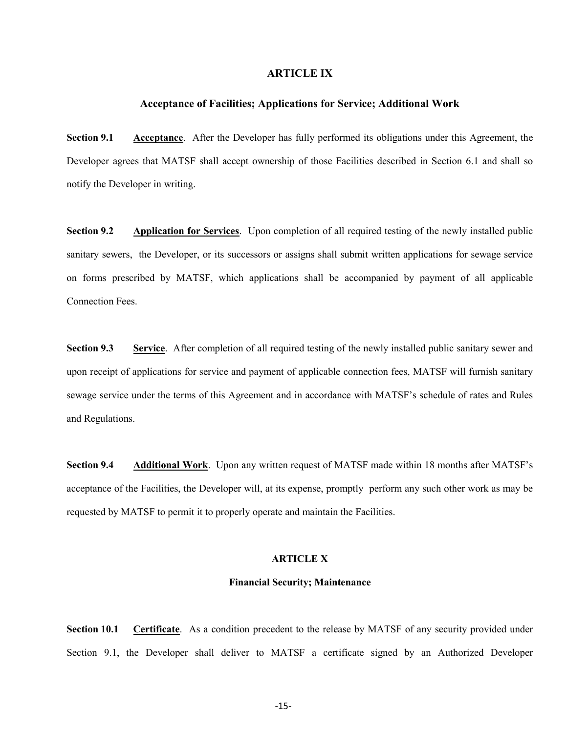## ARTICLE IX

### Acceptance of Facilities; Applications for Service; Additional Work

**Section 9.1** **Acceptance**. After the Developer has fully performed its obligations under this Agreement, the Developer agrees that MATSF shall accept ownership of those Facilities described in Section 6.1 and shall so notify the Developer in writing.

**Section 9.2** **Application for Services**. Upon completion of all required testing of the newly installed public sanitary sewers, the Developer, or its successors or assigns shall submit written applications for sewage service on forms prescribed by MATSF, which applications shall be accompanied by payment of all applicable Connection Fees.

**Section 9.3** **Service**. After completion of all required testing of the newly installed public sanitary sewer and upon receipt of applications for service and payment of applicable connection fees, MATSF will furnish sanitary sewage service under the terms of this Agreement and in accordance with MATSF's schedule of rates and Rules and Regulations.

**Section 9.4** **Additional Work**. Upon any written request of MATSF made within 18 months after MATSF's acceptance of the Facilities, the Developer will, at its expense, promptly perform any such other work as may be requested by MATSF to permit it to properly operate and maintain the Facilities.

## ARTICLE X

### Financial Security; Maintenance

**Section 10.1** **Certificate**. As a condition precedent to the release by MATSF of any security provided under Section 9.1, the Developer shall deliver to MATSF a certificate signed by an Authorized Developer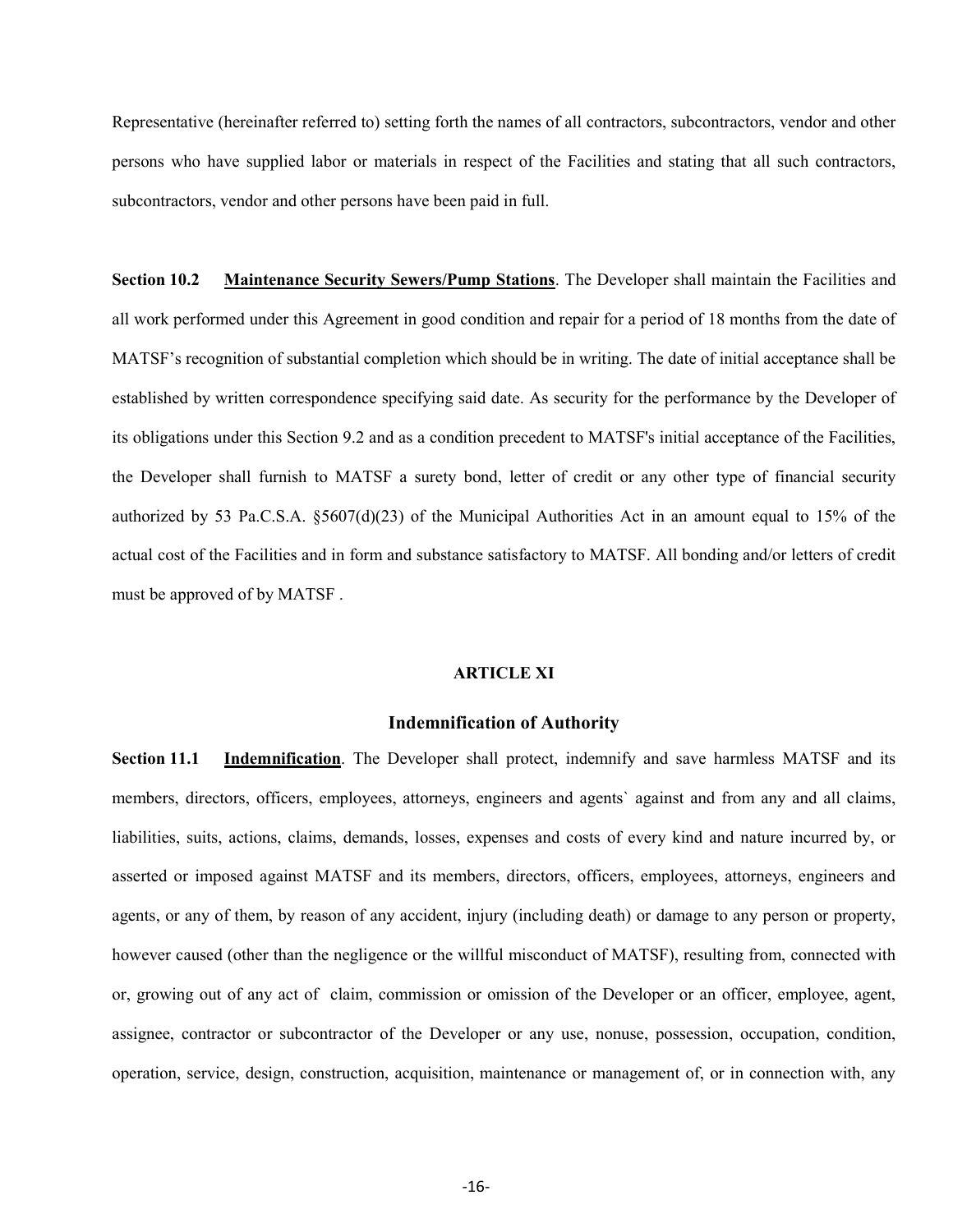Representative (hereinafter referred to) setting forth the names of all contractors, subcontractors, vendor and other persons who have supplied labor or materials in respect of the Facilities and stating that all such contractors, subcontractors, vendor and other persons have been paid in full.

**Section 10.2** <u>**Maintenance Security Sewers/Pump Stations**</u>. The Developer shall maintain the Facilities and all work performed under this Agreement in good condition and repair for a period of 18 months from the date of MATSF's recognition of substantial completion which should be in writing. The date of initial acceptance shall be established by written correspondence specifying said date. As security for the performance by the Developer of its obligations under this Section 9.2 and as a condition precedent to MATSF's initial acceptance of the Facilities, the Developer shall furnish to MATSF a surety bond, letter of credit or any other type of financial security authorized by 53 Pa.C.S.A. §5607(d)(23) of the Municipal Authorities Act in an amount equal to 15% of the actual cost of the Facilities and in form and substance satisfactory to MATSF. All bonding and/or letters of credit must be approved of by MATSF .

## ARTICLE XI

## Indemnification of Authority

**Section 11.1** <u>**Indemnification**</u>. The Developer shall protect, indemnify and save harmless MATSF and its members, directors, officers, employees, attorneys, engineers and agents` against and from any and all claims, liabilities, suits, actions, claims, demands, losses, expenses and costs of every kind and nature incurred by, or asserted or imposed against MATSF and its members, directors, officers, employees, attorneys, engineers and agents, or any of them, by reason of any accident, injury (including death) or damage to any person or property, however caused (other than the negligence or the willful misconduct of MATSF), resulting from, connected with or, growing out of any act of claim, commission or omission of the Developer or an officer, employee, agent, assignee, contractor or subcontractor of the Developer or any use, nonuse, possession, occupation, condition, operation, service, design, construction, acquisition, maintenance or management of, or in connection with, any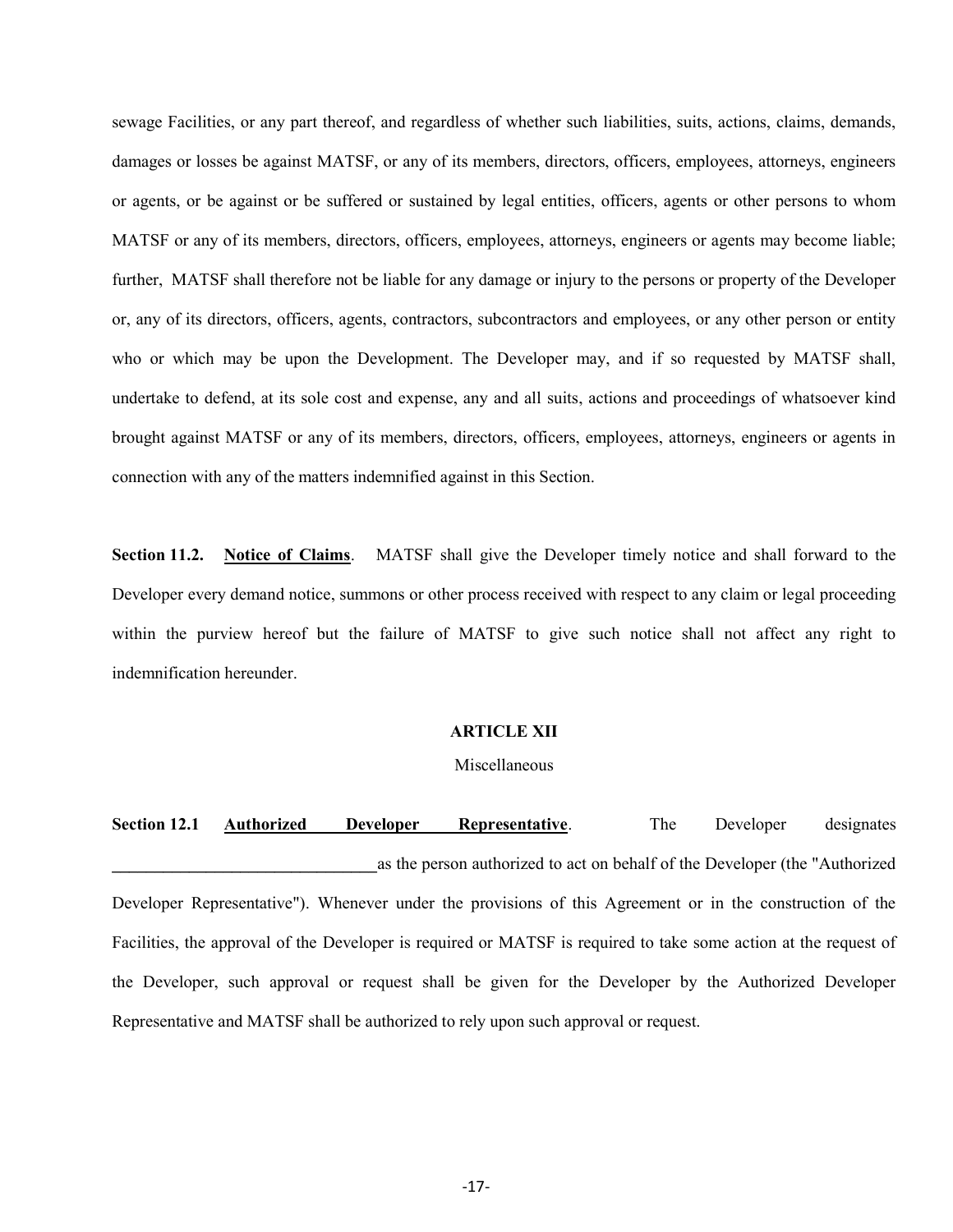sewage Facilities, or any part thereof, and regardless of whether such liabilities, suits, actions, claims, demands, damages or losses be against MATSF, or any of its members, directors, officers, employees, attorneys, engineers or agents, or be against or be suffered or sustained by legal entities, officers, agents or other persons to whom MATSF or any of its members, directors, officers, employees, attorneys, engineers or agents may become liable; further, MATSF shall therefore not be liable for any damage or injury to the persons or property of the Developer or, any of its directors, officers, agents, contractors, subcontractors and employees, or any other person or entity who or which may be upon the Development. The Developer may, and if so requested by MATSF shall, undertake to defend, at its sole cost and expense, any and all suits, actions and proceedings of whatsoever kind brought against MATSF or any of its members, directors, officers, employees, attorneys, engineers or agents in connection with any of the matters indemnified against in this Section.

**Section 11.2. <u>Notice of Claims</u>**. MATSF shall give the Developer timely notice and shall forward to the Developer every demand notice, summons or other process received with respect to any claim or legal proceeding within the purview hereof but the failure of MATSF to give such notice shall not affect any right to indemnification hereunder.

## ARTICLE XII

Miscellaneous

**Section 12.1 <u>Authorized Developer Representative</u>**. The Developer designates \_\_\_\_\_\_\_\_\_\_\_\_\_\_\_\_\_\_\_\_\_\_\_\_\_\_\_\_\_\_\_\_ as the person authorized to act on behalf of the Developer (the "Authorized Developer Representative"). Whenever under the provisions of this Agreement or in the construction of the Facilities, the approval of the Developer is required or MATSF is required to take some action at the request of the Developer, such approval or request shall be given for the Developer by the Authorized Developer Representative and MATSF shall be authorized to rely upon such approval or request.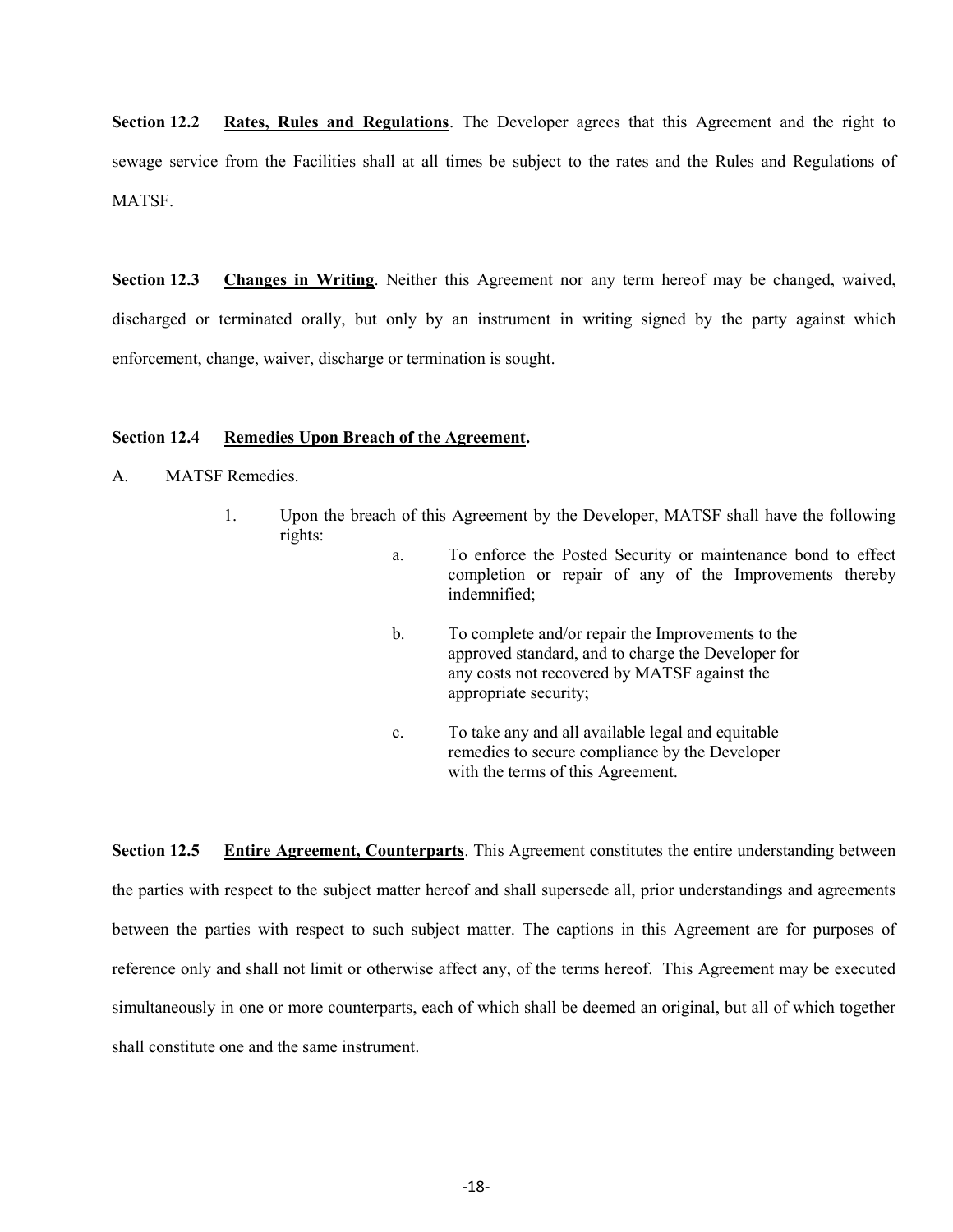**Section 12.2** **<u>Rates, Rules and Regulations</u>**. The Developer agrees that this Agreement and the right to sewage service from the Facilities shall at all times be subject to the rates and the Rules and Regulations of MATSF.

**Section 12.3** **<u>Changes in Writing</u>**. Neither this Agreement nor any term hereof may be changed, waived, discharged or terminated orally, but only by an instrument in writing signed by the party against which enforcement, change, waiver, discharge or termination is sought.

**Section 12.4** **<u>Remedies Upon Breach of the Agreement</u>.**

A. MATSF Remedies.

1. Upon the breach of this Agreement by the Developer, MATSF shall have the following rights:

   a. To enforce the Posted Security or maintenance bond to effect completion or repair of any of the Improvements thereby indemnified;

   b. To complete and/or repair the Improvements to the approved standard, and to charge the Developer for any costs not recovered by MATSF against the appropriate security;

   c. To take any and all available legal and equitable remedies to secure compliance by the Developer with the terms of this Agreement.

**Section 12.5** **<u>Entire Agreement, Counterparts</u>**. This Agreement constitutes the entire understanding between the parties with respect to the subject matter hereof and shall supersede all, prior understandings and agreements between the parties with respect to such subject matter. The captions in this Agreement are for purposes of reference only and shall not limit or otherwise affect any, of the terms hereof. This Agreement may be executed simultaneously in one or more counterparts, each of which shall be deemed an original, but all of which together shall constitute one and the same instrument.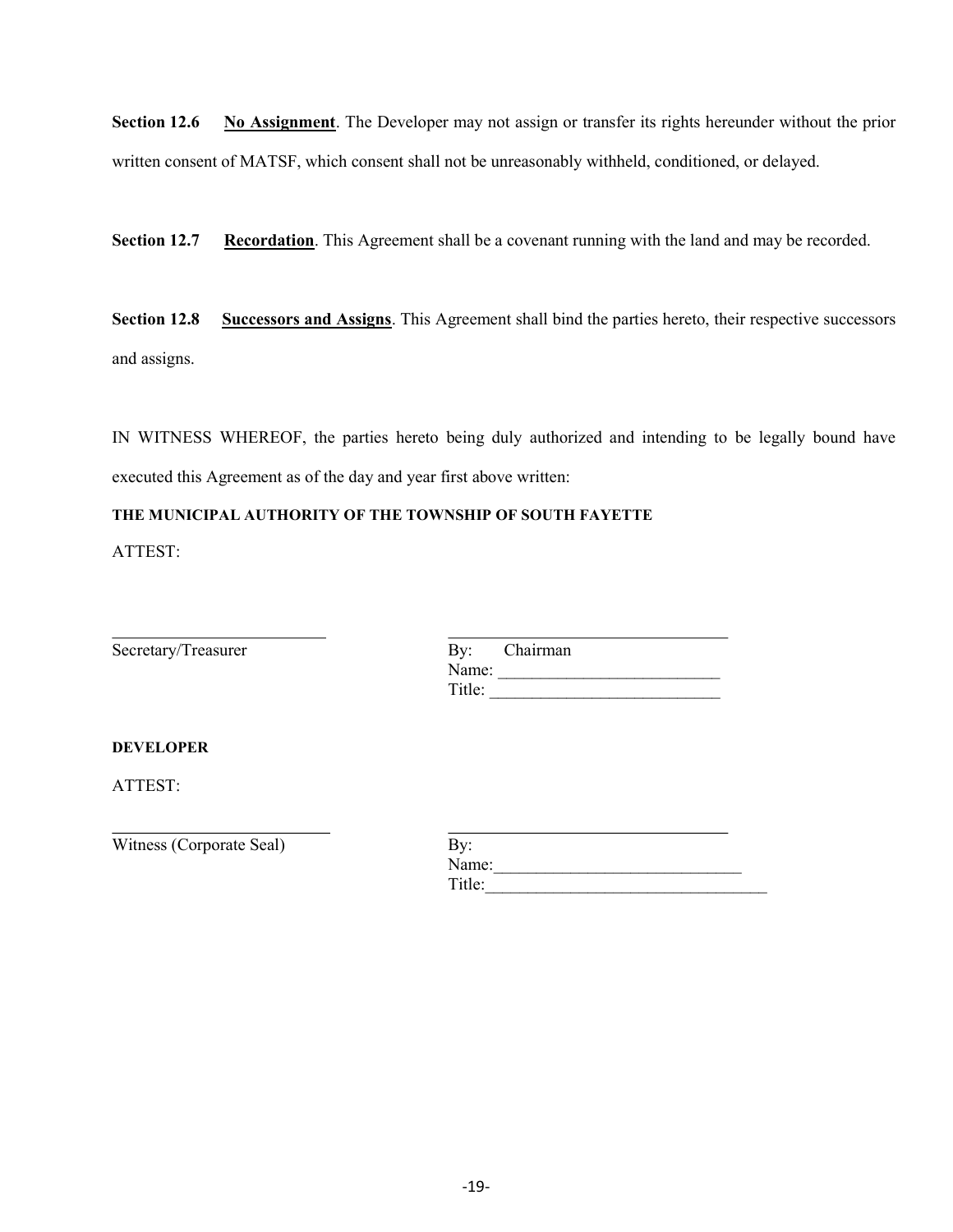**Section 12.6 <u>No Assignment</u>**. The Developer may not assign or transfer its rights hereunder without the prior written consent of MATSF, which consent shall not be unreasonably withheld, conditioned, or delayed.

**Section 12.7 <u>Recordation</u>**. This Agreement shall be a covenant running with the land and may be recorded.

**Section 12.8 <u>Successors and Assigns</u>**. This Agreement shall bind the parties hereto, their respective successors and assigns.

IN WITNESS WHEREOF, the parties hereto being duly authorized and intending to be legally bound have executed this Agreement as of the day and year first above written:

**THE MUNICIPAL AUTHORITY OF THE TOWNSHIP OF SOUTH FAYETTE**

ATTEST:

| | |
|---|---|
| ___________________________ | ___________________________________ |
| Secretary/Treasurer | By: Chairman |
| | Name: ___________________________ |
| | Title: ___________________________ |

**DEVELOPER**

ATTEST:

| | |
|---|---|
| ___________________________ | ___________________________________ |
| Witness (Corporate Seal) | By: |
| | Name: ___________________________ |
| | Title: ___________________________ |